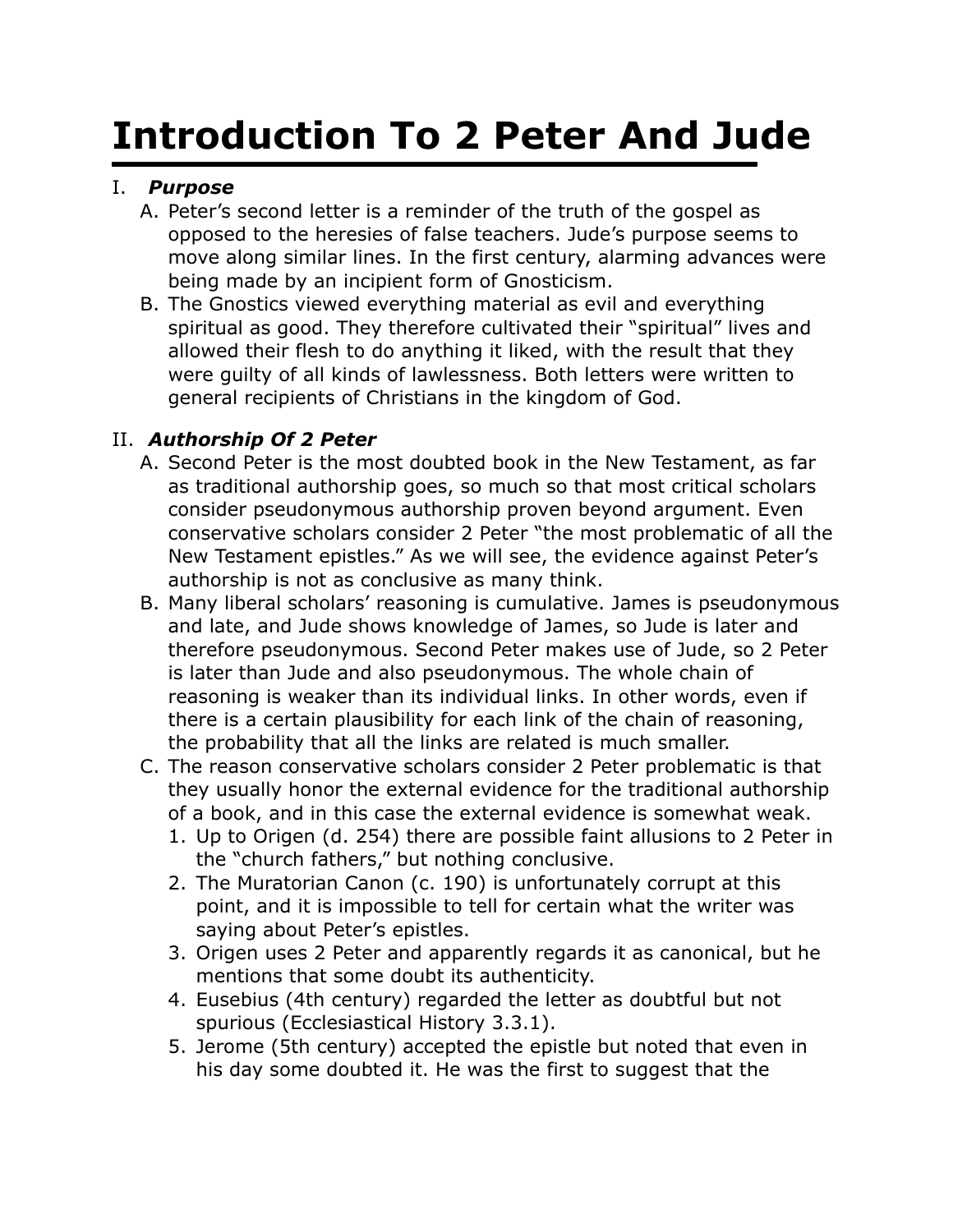# Introduction To 2 Peter And Jude

I. ***Purpose***

A. Peter's second letter is a reminder of the truth of the gospel as opposed to the heresies of false teachers. Jude's purpose seems to move along similar lines. In the first century, alarming advances were being made by an incipient form of Gnosticism.

B. The Gnostics viewed everything material as evil and everything spiritual as good. They therefore cultivated their "spiritual" lives and allowed their flesh to do anything it liked, with the result that they were guilty of all kinds of lawlessness. Both letters were written to general recipients of Christians in the kingdom of God.

II. ***Authorship Of 2 Peter***

A. Second Peter is the most doubted book in the New Testament, as far as traditional authorship goes, so much so that most critical scholars consider pseudonymous authorship proven beyond argument. Even conservative scholars consider 2 Peter "the most problematic of all the New Testament epistles." As we will see, the evidence against Peter's authorship is not as conclusive as many think.

B. Many liberal scholars' reasoning is cumulative. James is pseudonymous and late, and Jude shows knowledge of James, so Jude is later and therefore pseudonymous. Second Peter makes use of Jude, so 2 Peter is later than Jude and also pseudonymous. The whole chain of reasoning is weaker than its individual links. In other words, even if there is a certain plausibility for each link of the chain of reasoning, the probability that all the links are related is much smaller.

C. The reason conservative scholars consider 2 Peter problematic is that they usually honor the external evidence for the traditional authorship of a book, and in this case the external evidence is somewhat weak.

1. Up to Origen (d. 254) there are possible faint allusions to 2 Peter in the "church fathers," but nothing conclusive.
2. The Muratorian Canon (c. 190) is unfortunately corrupt at this point, and it is impossible to tell for certain what the writer was saying about Peter's epistles.
3. Origen uses 2 Peter and apparently regards it as canonical, but he mentions that some doubt its authenticity.
4. Eusebius (4th century) regarded the letter as doubtful but not spurious (Ecclesiastical History 3.3.1).
5. Jerome (5th century) accepted the epistle but noted that even in his day some doubted it. He was the first to suggest that the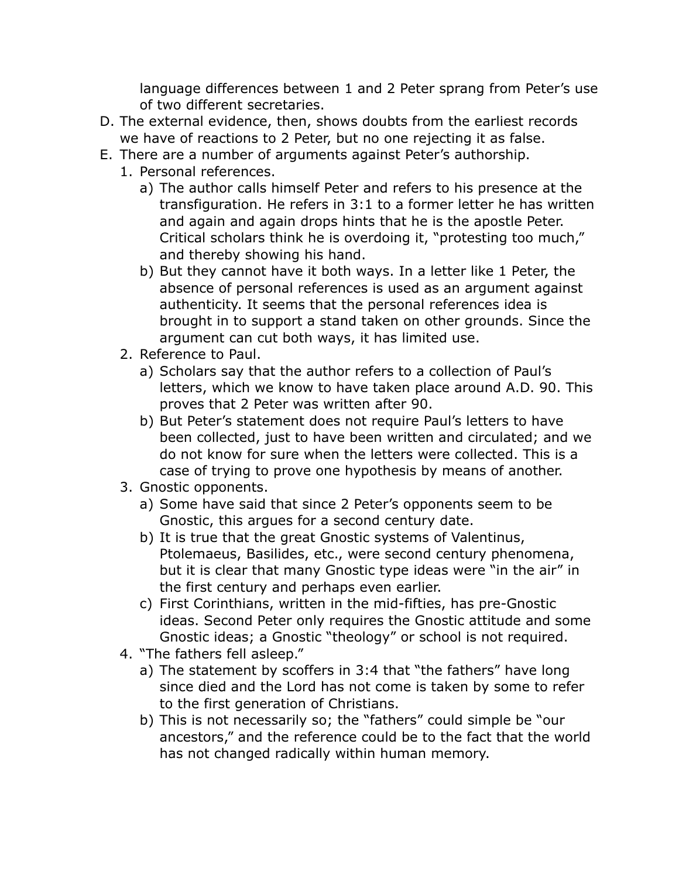language differences between 1 and 2 Peter sprang from Peter's use of two different secretaries.

D. The external evidence, then, shows doubts from the earliest records we have of reactions to 2 Peter, but no one rejecting it as false.

E. There are a number of arguments against Peter's authorship.

   1. Personal references.

      a) The author calls himself Peter and refers to his presence at the transfiguration. He refers in 3:1 to a former letter he has written and again and again drops hints that he is the apostle Peter. Critical scholars think he is overdoing it, "protesting too much," and thereby showing his hand.

      b) But they cannot have it both ways. In a letter like 1 Peter, the absence of personal references is used as an argument against authenticity. It seems that the personal references idea is brought in to support a stand taken on other grounds. Since the argument can cut both ways, it has limited use.

   2. Reference to Paul.

      a) Scholars say that the author refers to a collection of Paul's letters, which we know to have taken place around A.D. 90. This proves that 2 Peter was written after 90.

      b) But Peter's statement does not require Paul's letters to have been collected, just to have been written and circulated; and we do not know for sure when the letters were collected. This is a case of trying to prove one hypothesis by means of another.

   3. Gnostic opponents.

      a) Some have said that since 2 Peter's opponents seem to be Gnostic, this argues for a second century date.

      b) It is true that the great Gnostic systems of Valentinus, Ptolemaeus, Basilides, etc., were second century phenomena, but it is clear that many Gnostic type ideas were "in the air" in the first century and perhaps even earlier.

      c) First Corinthians, written in the mid-fifties, has pre-Gnostic ideas. Second Peter only requires the Gnostic attitude and some Gnostic ideas; a Gnostic "theology" or school is not required.

   4. "The fathers fell asleep."

      a) The statement by scoffers in 3:4 that "the fathers" have long since died and the Lord has not come is taken by some to refer to the first generation of Christians.

      b) This is not necessarily so; the "fathers" could simple be "our ancestors," and the reference could be to the fact that the world has not changed radically within human memory.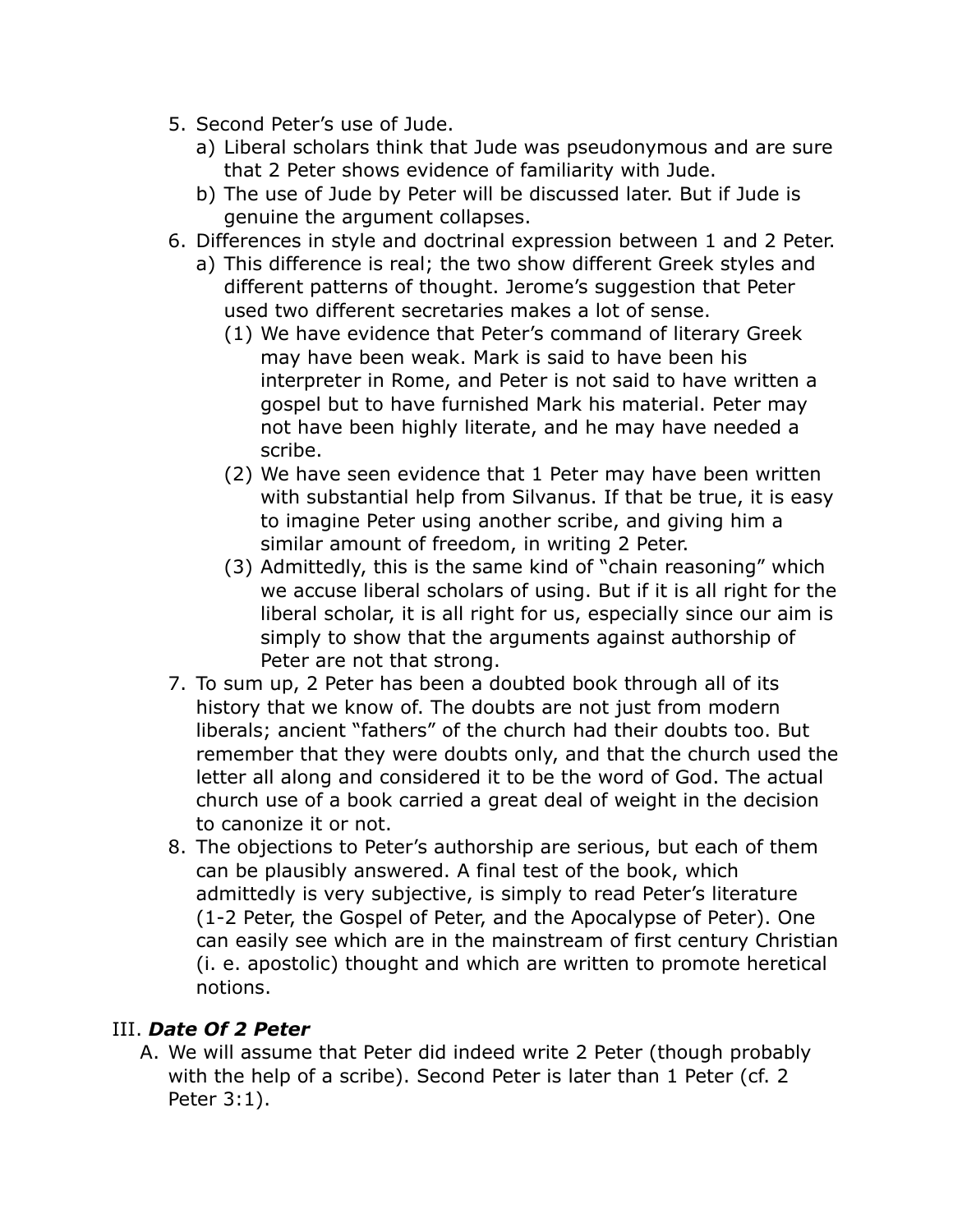5. Second Peter's use of Jude.
   a) Liberal scholars think that Jude was pseudonymous and are sure that 2 Peter shows evidence of familiarity with Jude.
   b) The use of Jude by Peter will be discussed later. But if Jude is genuine the argument collapses.
6. Differences in style and doctrinal expression between 1 and 2 Peter.
   a) This difference is real; the two show different Greek styles and different patterns of thought. Jerome's suggestion that Peter used two different secretaries makes a lot of sense.
      (1) We have evidence that Peter's command of literary Greek may have been weak. Mark is said to have been his interpreter in Rome, and Peter is not said to have written a gospel but to have furnished Mark his material. Peter may not have been highly literate, and he may have needed a scribe.
      (2) We have seen evidence that 1 Peter may have been written with substantial help from Silvanus. If that be true, it is easy to imagine Peter using another scribe, and giving him a similar amount of freedom, in writing 2 Peter.
      (3) Admittedly, this is the same kind of "chain reasoning" which we accuse liberal scholars of using. But if it is all right for the liberal scholar, it is all right for us, especially since our aim is simply to show that the arguments against authorship of Peter are not that strong.
7. To sum up, 2 Peter has been a doubted book through all of its history that we know of. The doubts are not just from modern liberals; ancient "fathers" of the church had their doubts too. But remember that they were doubts only, and that the church used the letter all along and considered it to be the word of God. The actual church use of a book carried a great deal of weight in the decision to canonize it or not.
8. The objections to Peter's authorship are serious, but each of them can be plausibly answered. A final test of the book, which admittedly is very subjective, is simply to read Peter's literature (1-2 Peter, the Gospel of Peter, and the Apocalypse of Peter). One can easily see which are in the mainstream of first century Christian (i. e. apostolic) thought and which are written to promote heretical notions.

## III. ***Date Of 2 Peter***

A. We will assume that Peter did indeed write 2 Peter (though probably with the help of a scribe). Second Peter is later than 1 Peter (cf. 2 Peter 3:1).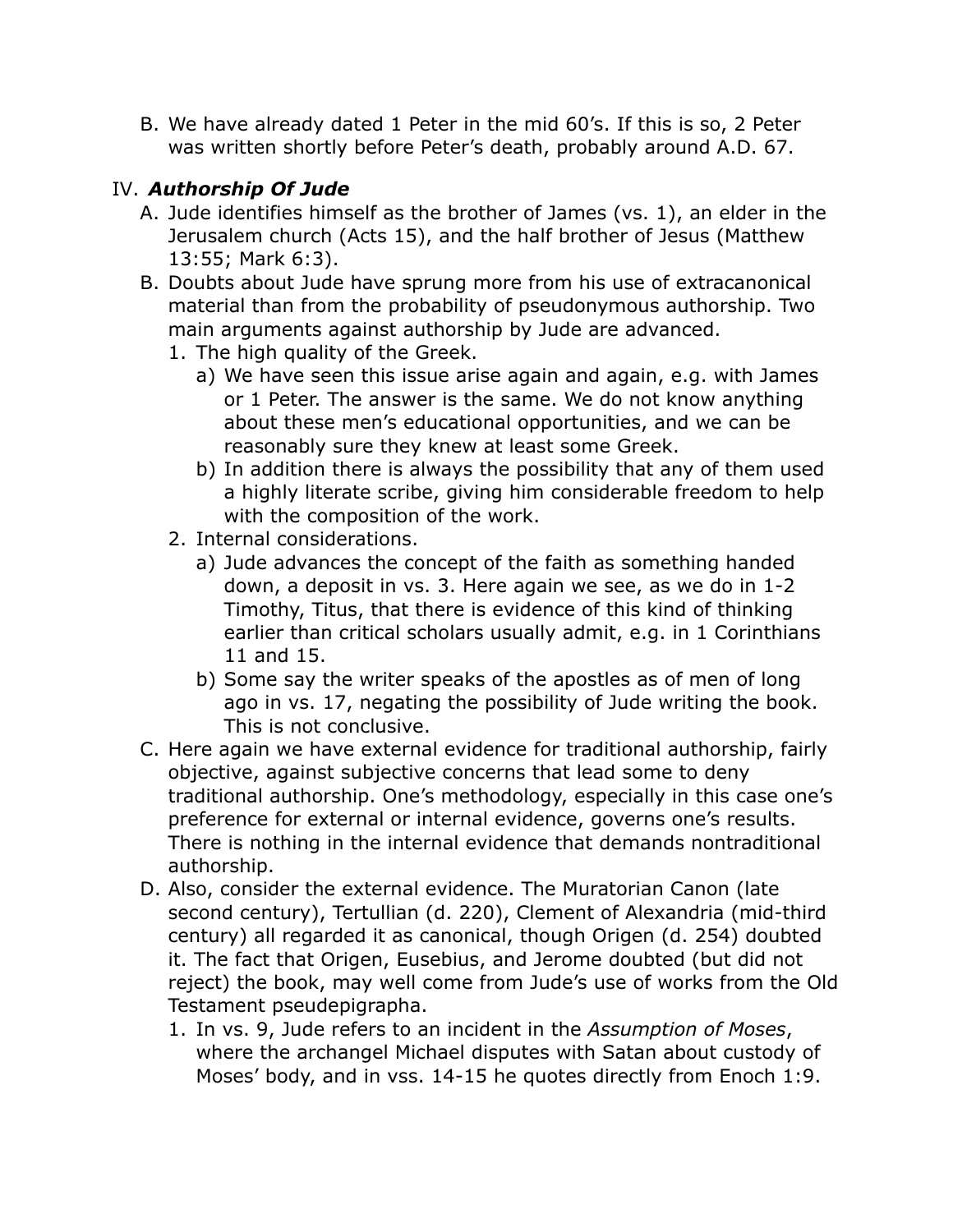B. We have already dated 1 Peter in the mid 60's. If this is so, 2 Peter was written shortly before Peter's death, probably around A.D. 67.

## IV. ***Authorship Of Jude***

A. Jude identifies himself as the brother of James (vs. 1), an elder in the Jerusalem church (Acts 15), and the half brother of Jesus (Matthew 13:55; Mark 6:3).

B. Doubts about Jude have sprung more from his use of extracanonical material than from the probability of pseudonymous authorship. Two main arguments against authorship by Jude are advanced.

   1. The high quality of the Greek.
      a) We have seen this issue arise again and again, e.g. with James or 1 Peter. The answer is the same. We do not know anything about these men's educational opportunities, and we can be reasonably sure they knew at least some Greek.
      b) In addition there is always the possibility that any of them used a highly literate scribe, giving him considerable freedom to help with the composition of the work.
   2. Internal considerations.
      a) Jude advances the concept of the faith as something handed down, a deposit in vs. 3. Here again we see, as we do in 1-2 Timothy, Titus, that there is evidence of this kind of thinking earlier than critical scholars usually admit, e.g. in 1 Corinthians 11 and 15.
      b) Some say the writer speaks of the apostles as of men of long ago in vs. 17, negating the possibility of Jude writing the book. This is not conclusive.

C. Here again we have external evidence for traditional authorship, fairly objective, against subjective concerns that lead some to deny traditional authorship. One's methodology, especially in this case one's preference for external or internal evidence, governs one's results. There is nothing in the internal evidence that demands nontraditional authorship.

D. Also, consider the external evidence. The Muratorian Canon (late second century), Tertullian (d. 220), Clement of Alexandria (mid-third century) all regarded it as canonical, though Origen (d. 254) doubted it. The fact that Origen, Eusebius, and Jerome doubted (but did not reject) the book, may well come from Jude's use of works from the Old Testament pseudepigrapha.

   1. In vs. 9, Jude refers to an incident in the *Assumption of Moses*, where the archangel Michael disputes with Satan about custody of Moses' body, and in vss. 14-15 he quotes directly from Enoch 1:9.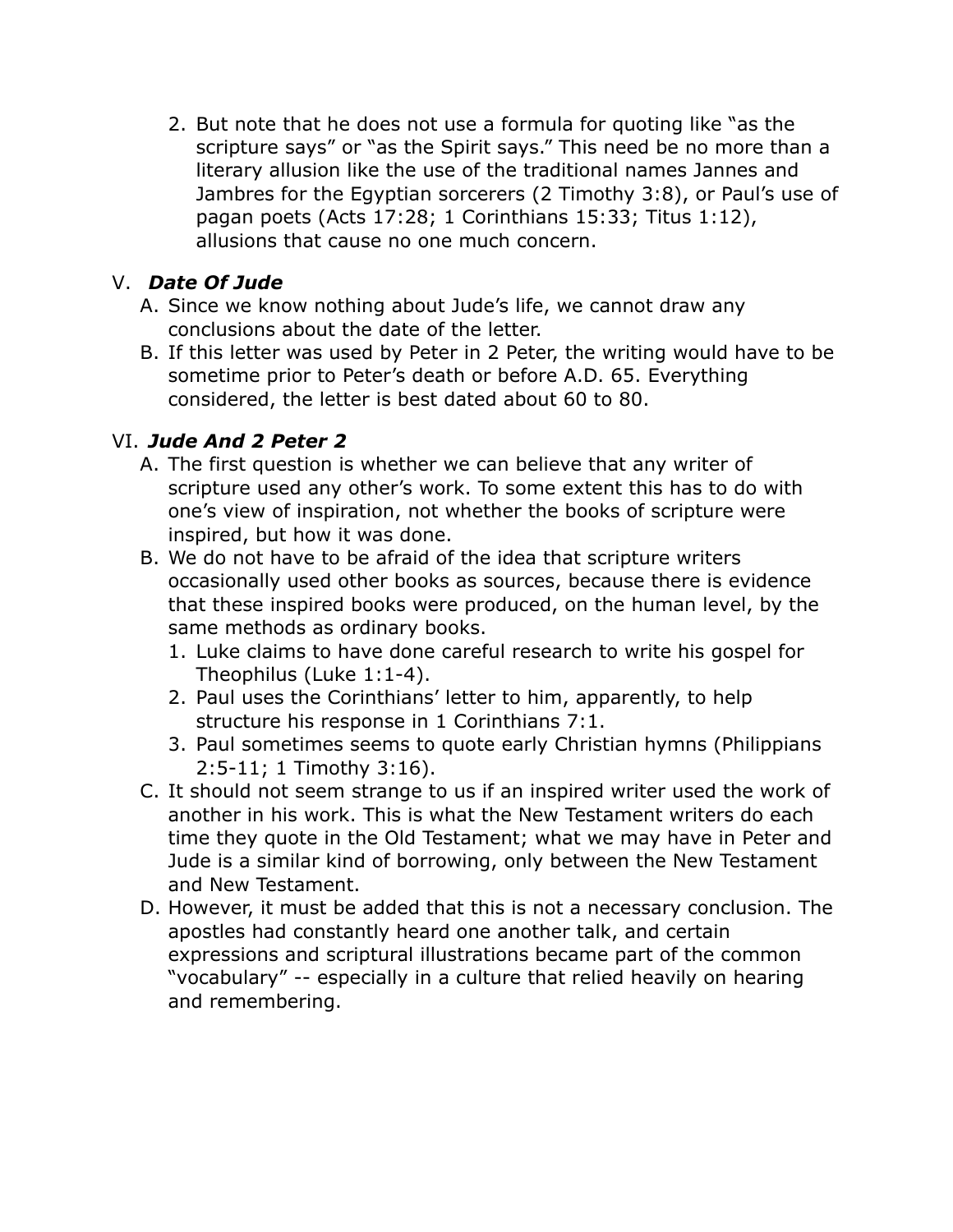2. But note that he does not use a formula for quoting like "as the scripture says" or "as the Spirit says." This need be no more than a literary allusion like the use of the traditional names Jannes and Jambres for the Egyptian sorcerers (2 Timothy 3:8), or Paul's use of pagan poets (Acts 17:28; 1 Corinthians 15:33; Titus 1:12), allusions that cause no one much concern.

V. ***Date Of Jude***

A. Since we know nothing about Jude's life, we cannot draw any conclusions about the date of the letter.

B. If this letter was used by Peter in 2 Peter, the writing would have to be sometime prior to Peter's death or before A.D. 65. Everything considered, the letter is best dated about 60 to 80.

VI. ***Jude And 2 Peter 2***

A. The first question is whether we can believe that any writer of scripture used any other's work. To some extent this has to do with one's view of inspiration, not whether the books of scripture were inspired, but how it was done.

B. We do not have to be afraid of the idea that scripture writers occasionally used other books as sources, because there is evidence that these inspired books were produced, on the human level, by the same methods as ordinary books.

1. Luke claims to have done careful research to write his gospel for Theophilus (Luke 1:1-4).
2. Paul uses the Corinthians' letter to him, apparently, to help structure his response in 1 Corinthians 7:1.
3. Paul sometimes seems to quote early Christian hymns (Philippians 2:5-11; 1 Timothy 3:16).

C. It should not seem strange to us if an inspired writer used the work of another in his work. This is what the New Testament writers do each time they quote in the Old Testament; what we may have in Peter and Jude is a similar kind of borrowing, only between the New Testament and New Testament.

D. However, it must be added that this is not a necessary conclusion. The apostles had constantly heard one another talk, and certain expressions and scriptural illustrations became part of the common "vocabulary" -- especially in a culture that relied heavily on hearing and remembering.